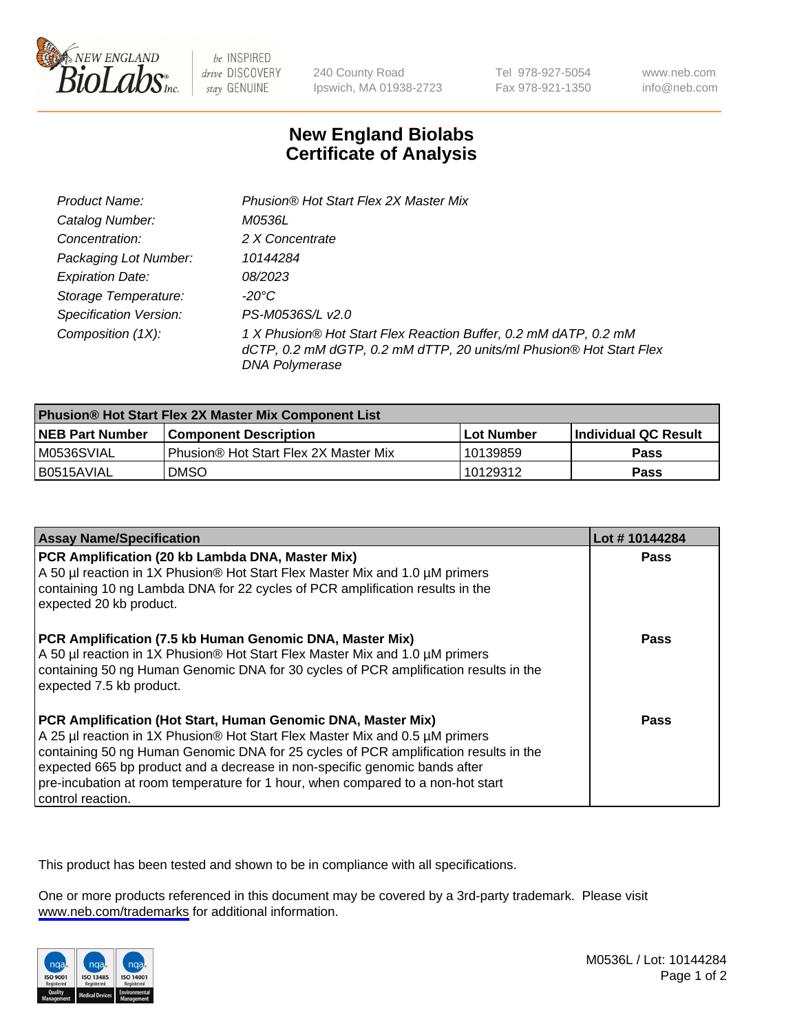# New England Biolabs
# Certificate of Analysis

| | |
|---|---|
| *Product Name:* | *Phusion® Hot Start Flex 2X Master Mix* |
| *Catalog Number:* | *M0536L* |
| *Concentration:* | *2 X Concentrate* |
| *Packaging Lot Number:* | *10144284* |
| *Expiration Date:* | *08/2023* |
| *Storage Temperature:* | *-20°C* |
| *Specification Version:* | *PS-M0536S/L v2.0* |
| *Composition (1X):* | *1 X Phusion® Hot Start Flex Reaction Buffer, 0.2 mM dATP, 0.2 mM dCTP, 0.2 mM dGTP, 0.2 mM dTTP, 20 units/ml Phusion® Hot Start Flex DNA Polymerase* |

| **Phusion® Hot Start Flex 2X Master Mix Component List** | | | |
|---|---|---|---|
| **NEB Part Number** | **Component Description** | **Lot Number** | **Individual QC Result** |
| M0536SVIAL | Phusion® Hot Start Flex 2X Master Mix | 10139859 | **Pass** |
| B0515AVIAL | DMSO | 10129312 | **Pass** |

| **Assay Name/Specification** | **Lot # 10144284** |
|---|---|
| **PCR Amplification (20 kb Lambda DNA, Master Mix)** A 50 µl reaction in 1X Phusion® Hot Start Flex Master Mix and 1.0 µM primers containing 10 ng Lambda DNA for 22 cycles of PCR amplification results in the expected 20 kb product. | **Pass** |
| **PCR Amplification (7.5 kb Human Genomic DNA, Master Mix)** A 50 µl reaction in 1X Phusion® Hot Start Flex Master Mix and 1.0 µM primers containing 50 ng Human Genomic DNA for 30 cycles of PCR amplification results in the expected 7.5 kb product. | **Pass** |
| **PCR Amplification (Hot Start, Human Genomic DNA, Master Mix)** A 25 µl reaction in 1X Phusion® Hot Start Flex Master Mix and 0.5 µM primers containing 50 ng Human Genomic DNA for 25 cycles of PCR amplification results in the expected 665 bp product and a decrease in non-specific genomic bands after pre-incubation at room temperature for 1 hour, when compared to a non-hot start control reaction. | **Pass** |

This product has been tested and shown to be in compliance with all specifications.

One or more products referenced in this document may be covered by a 3rd-party trademark. Please visit www.neb.com/trademarks for additional information.

M0536L / Lot: 10144284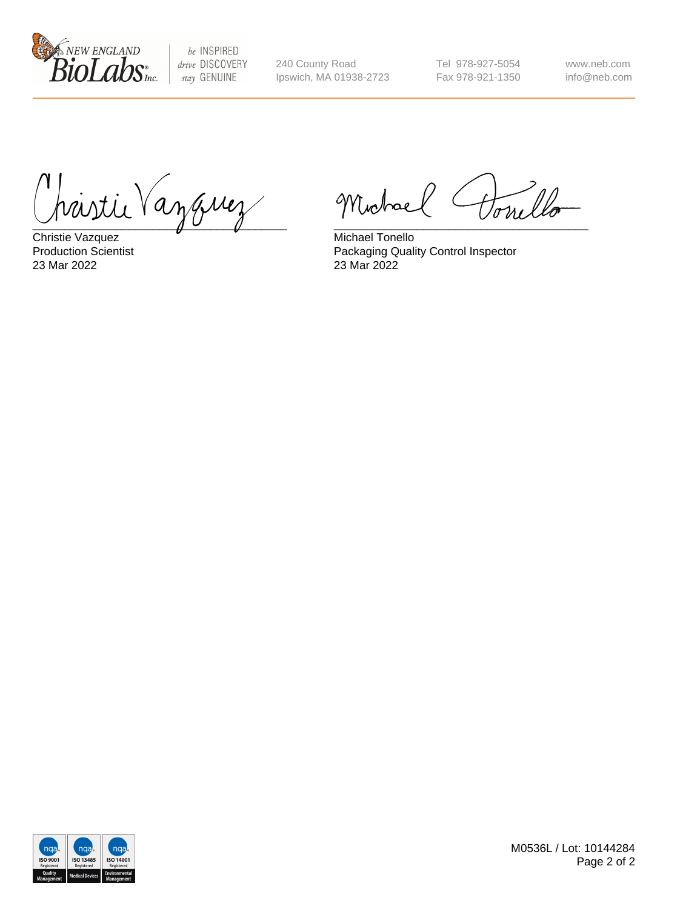Christie Vazquez
Production Scientist
23 Mar 2022

Michael Tonello
Packaging Quality Control Inspector
23 Mar 2022

M0536L / Lot: 10144284